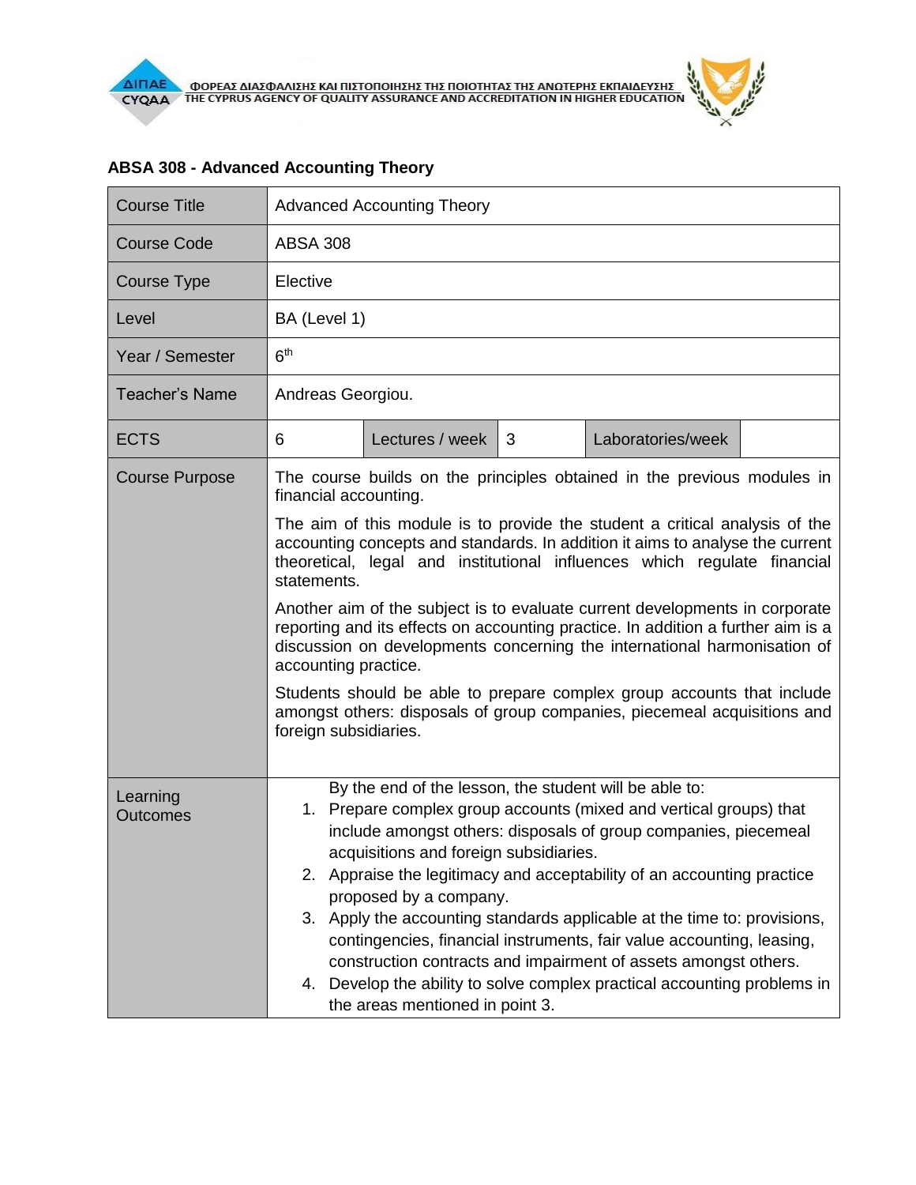## ABSA 308 - Advanced Accounting Theory

| Course Title | Advanced Accounting Theory | | | | |
|---|---|---|---|---|---|
| Course Code | ABSA 308 | | | | |
| Course Type | Elective | | | | |
| Level | BA (Level 1) | | | | |
| Year / Semester | 6th | | | | |
| Teacher's Name | Andreas Georgiou. | | | | |
| ECTS | 6 | Lectures / week | 3 | Laboratories/week | |
| Course Purpose | The course builds on the principles obtained in the previous modules in financial accounting.<br><br>The aim of this module is to provide the student a critical analysis of the accounting concepts and standards. In addition it aims to analyse the current theoretical, legal and institutional influences which regulate financial statements.<br><br>Another aim of the subject is to evaluate current developments in corporate reporting and its effects on accounting practice. In addition a further aim is a discussion on developments concerning the international harmonisation of accounting practice.<br><br>Students should be able to prepare complex group accounts that include amongst others: disposals of group companies, piecemeal acquisitions and foreign subsidiaries. | | | | |
| Learning Outcomes | By the end of the lesson, the student will be able to:<br>1. Prepare complex group accounts (mixed and vertical groups) that include amongst others: disposals of group companies, piecemeal acquisitions and foreign subsidiaries.<br>2. Appraise the legitimacy and acceptability of an accounting practice proposed by a company.<br>3. Apply the accounting standards applicable at the time to: provisions, contingencies, financial instruments, fair value accounting, leasing, construction contracts and impairment of assets amongst others.<br>4. Develop the ability to solve complex practical accounting problems in the areas mentioned in point 3. | | | | |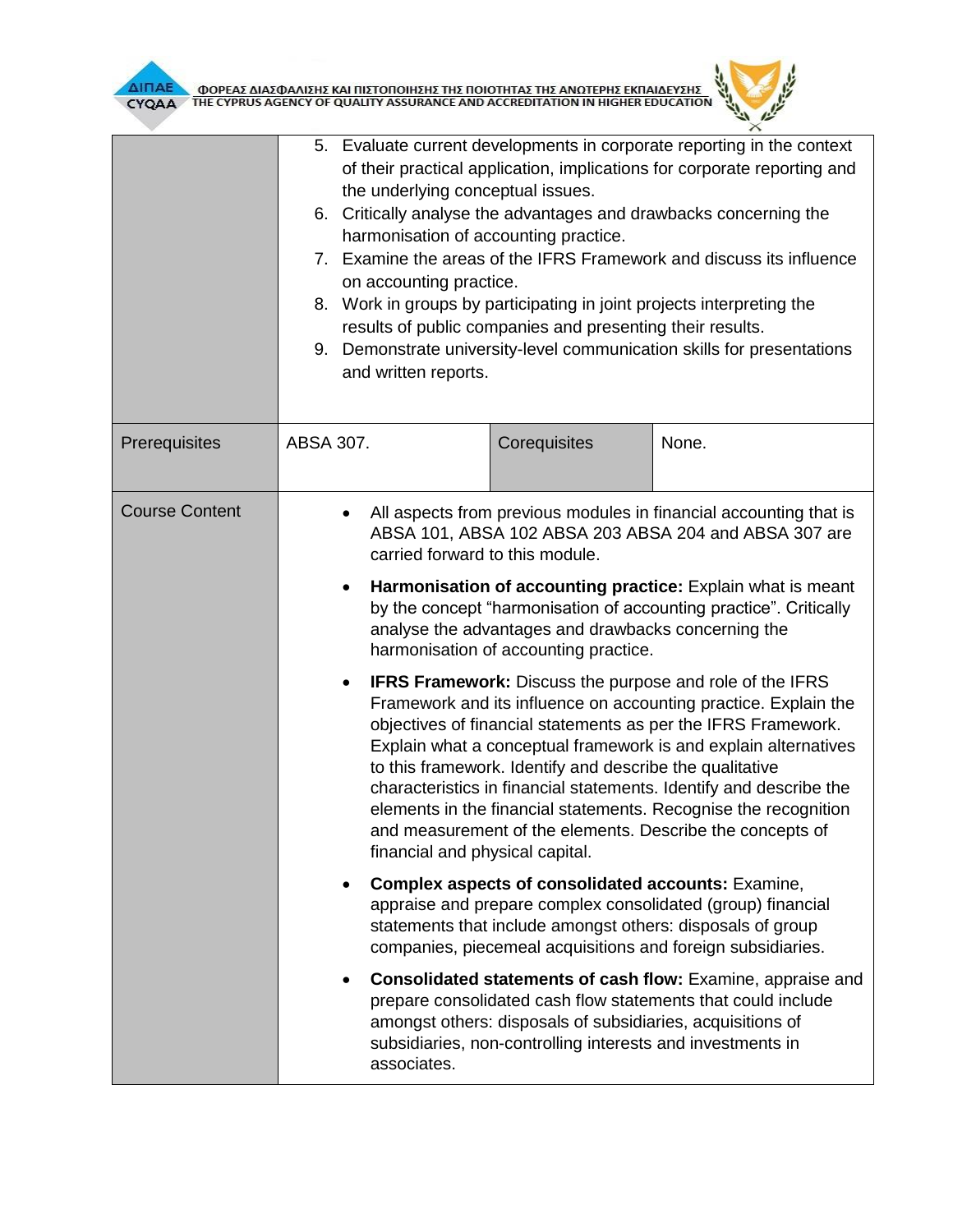|  |  |  |  |
|---|---|---|---|
|  | 5. Evaluate current developments in corporate reporting in the context of their practical application, implications for corporate reporting and the underlying conceptual issues.<br>6. Critically analyse the advantages and drawbacks concerning the harmonisation of accounting practice.<br>7. Examine the areas of the IFRS Framework and discuss its influence on accounting practice.<br>8. Work in groups by participating in joint projects interpreting the results of public companies and presenting their results.<br>9. Demonstrate university-level communication skills for presentations and written reports. | | |
| Prerequisites | ABSA 307. | Corequisites | None. |
| Course Content | • All aspects from previous modules in financial accounting that is ABSA 101, ABSA 102 ABSA 203 ABSA 204 and ABSA 307 are carried forward to this module.<br>• **Harmonisation of accounting practice:** Explain what is meant by the concept “harmonisation of accounting practice”. Critically analyse the advantages and drawbacks concerning the harmonisation of accounting practice.<br>• **IFRS Framework:** Discuss the purpose and role of the IFRS Framework and its influence on accounting practice. Explain the objectives of financial statements as per the IFRS Framework. Explain what a conceptual framework is and explain alternatives to this framework. Identify and describe the qualitative characteristics in financial statements. Identify and describe the elements in the financial statements. Recognise the recognition and measurement of the elements. Describe the concepts of financial and physical capital.<br>• **Complex aspects of consolidated accounts:** Examine, appraise and prepare complex consolidated (group) financial statements that include amongst others: disposals of group companies, piecemeal acquisitions and foreign subsidiaries.<br>• **Consolidated statements of cash flow:** Examine, appraise and prepare consolidated cash flow statements that could include amongst others: disposals of subsidiaries, acquisitions of subsidiaries, non-controlling interests and investments in associates. | | |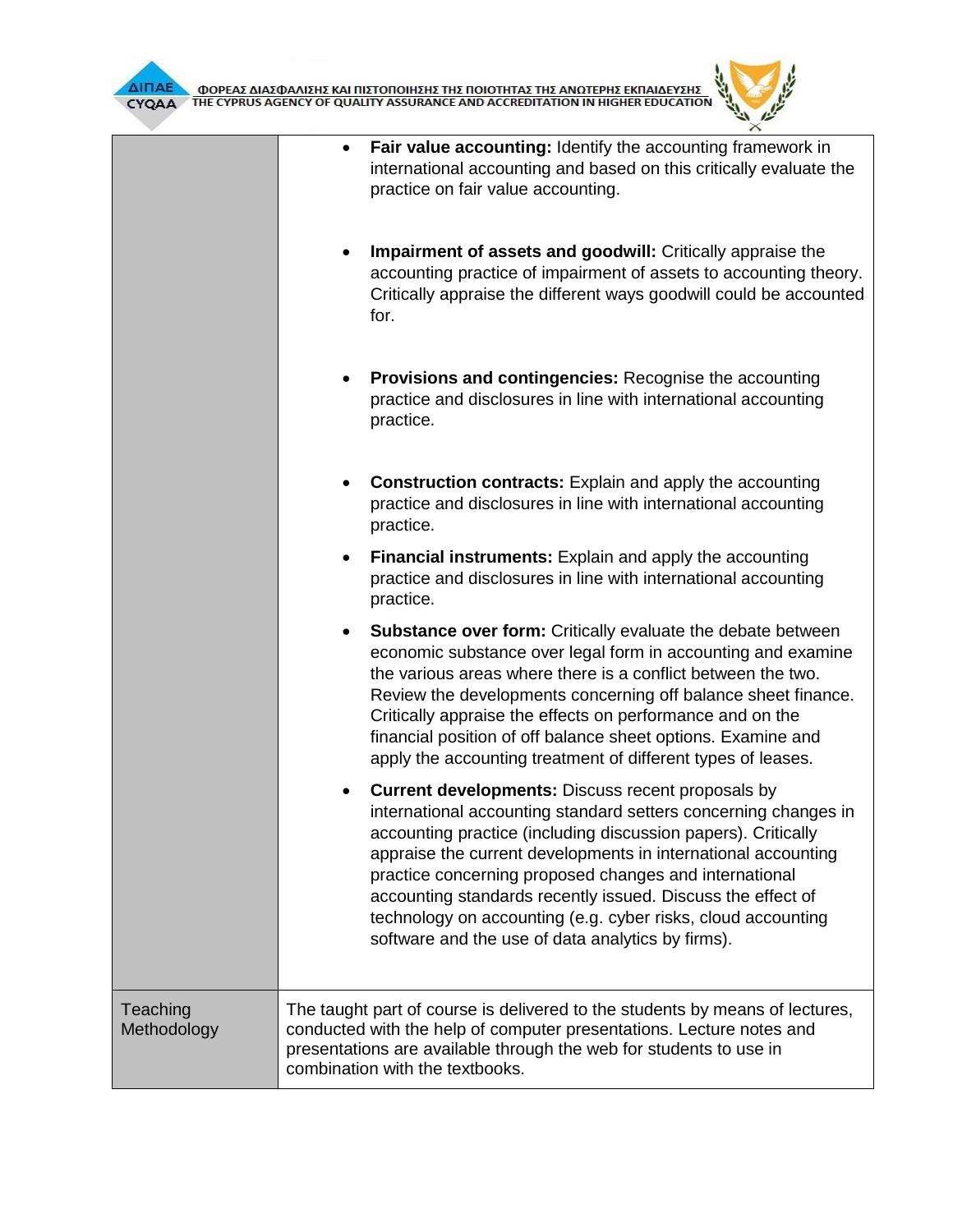| | |
|---|---|
| | • **Fair value accounting:** Identify the accounting framework in international accounting and based on this critically evaluate the practice on fair value accounting.<br><br>• **Impairment of assets and goodwill:** Critically appraise the accounting practice of impairment of assets to accounting theory. Critically appraise the different ways goodwill could be accounted for.<br><br>• **Provisions and contingencies:** Recognise the accounting practice and disclosures in line with international accounting practice.<br><br>• **Construction contracts:** Explain and apply the accounting practice and disclosures in line with international accounting practice.<br><br>• **Financial instruments:** Explain and apply the accounting practice and disclosures in line with international accounting practice.<br><br>• **Substance over form:** Critically evaluate the debate between economic substance over legal form in accounting and examine the various areas where there is a conflict between the two. Review the developments concerning off balance sheet finance. Critically appraise the effects on performance and on the financial position of off balance sheet options. Examine and apply the accounting treatment of different types of leases.<br><br>• **Current developments:** Discuss recent proposals by international accounting standard setters concerning changes in accounting practice (including discussion papers). Critically appraise the current developments in international accounting practice concerning proposed changes and international accounting standards recently issued. Discuss the effect of technology on accounting (e.g. cyber risks, cloud accounting software and the use of data analytics by firms). |
| Teaching Methodology | The taught part of course is delivered to the students by means of lectures, conducted with the help of computer presentations. Lecture notes and presentations are available through the web for students to use in combination with the textbooks. |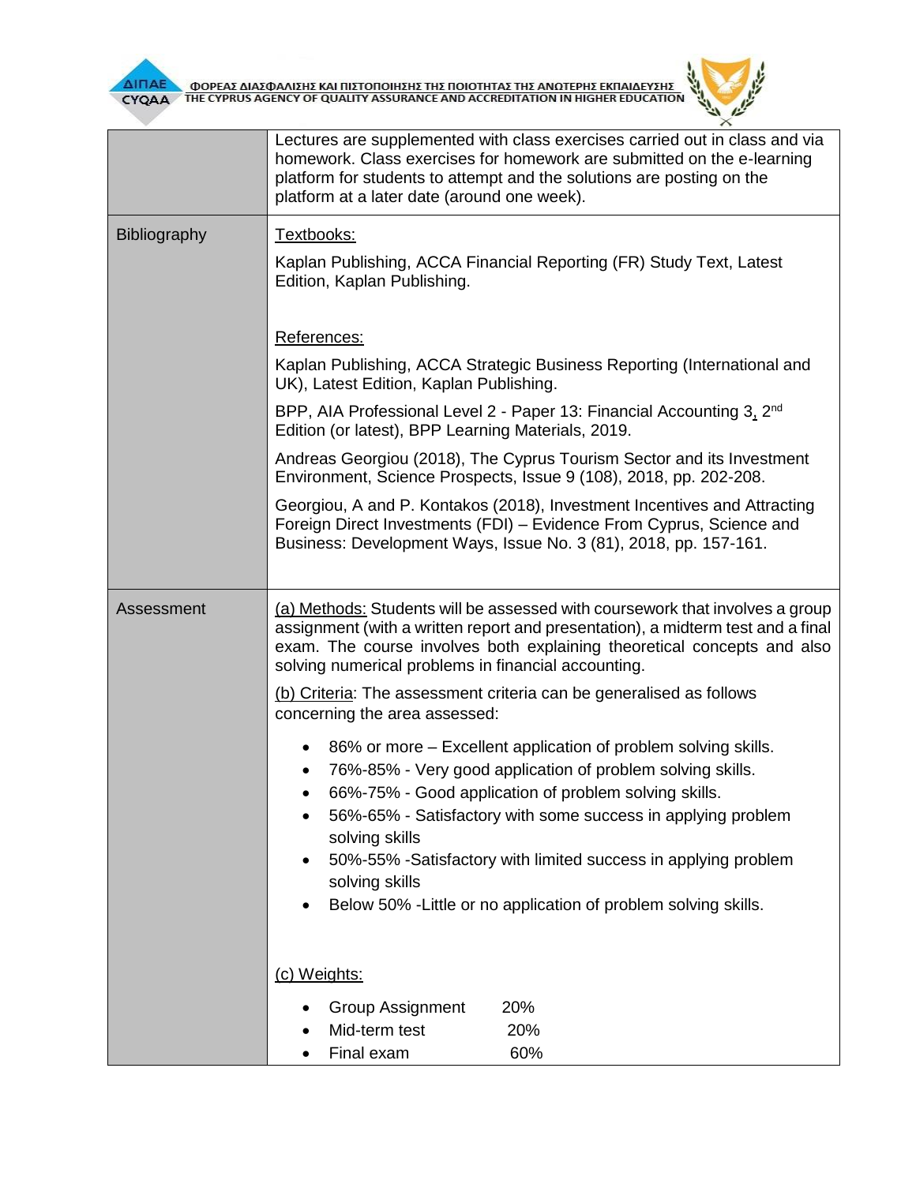| | |
|---|---|
| | Lectures are supplemented with class exercises carried out in class and via homework. Class exercises for homework are submitted on the e-learning platform for students to attempt and the solutions are posting on the platform at a later date (around one week). |
| Bibliography | Textbooks:<br><br>Kaplan Publishing, ACCA Financial Reporting (FR) Study Text, Latest Edition, Kaplan Publishing.<br><br>References:<br><br>Kaplan Publishing, ACCA Strategic Business Reporting (International and UK), Latest Edition, Kaplan Publishing.<br><br>BPP, AIA Professional Level 2 - Paper 13: Financial Accounting 3, 2nd Edition (or latest), BPP Learning Materials, 2019.<br><br>Andreas Georgiou (2018), The Cyprus Tourism Sector and its Investment Environment, Science Prospects, Issue 9 (108), 2018, pp. 202-208.<br><br>Georgiou, A and P. Kontakos (2018), Investment Incentives and Attracting Foreign Direct Investments (FDI) – Evidence From Cyprus, Science and Business: Development Ways, Issue No. 3 (81), 2018, pp. 157-161. |
| Assessment | (a) Methods: Students will be assessed with coursework that involves a group assignment (with a written report and presentation), a midterm test and a final exam. The course involves both explaining theoretical concepts and also solving numerical problems in financial accounting.<br><br>(b) Criteria: The assessment criteria can be generalised as follows concerning the area assessed:<br><br>• 86% or more – Excellent application of problem solving skills.<br>• 76%-85% - Very good application of problem solving skills.<br>• 66%-75% - Good application of problem solving skills.<br>• 56%-65% - Satisfactory with some success in applying problem solving skills<br>• 50%-55% -Satisfactory with limited success in applying problem solving skills<br>• Below 50% -Little or no application of problem solving skills.<br><br>(c) Weights:<br><br>• Group Assignment 20%<br>• Mid-term test 20%<br>• Final exam 60% |